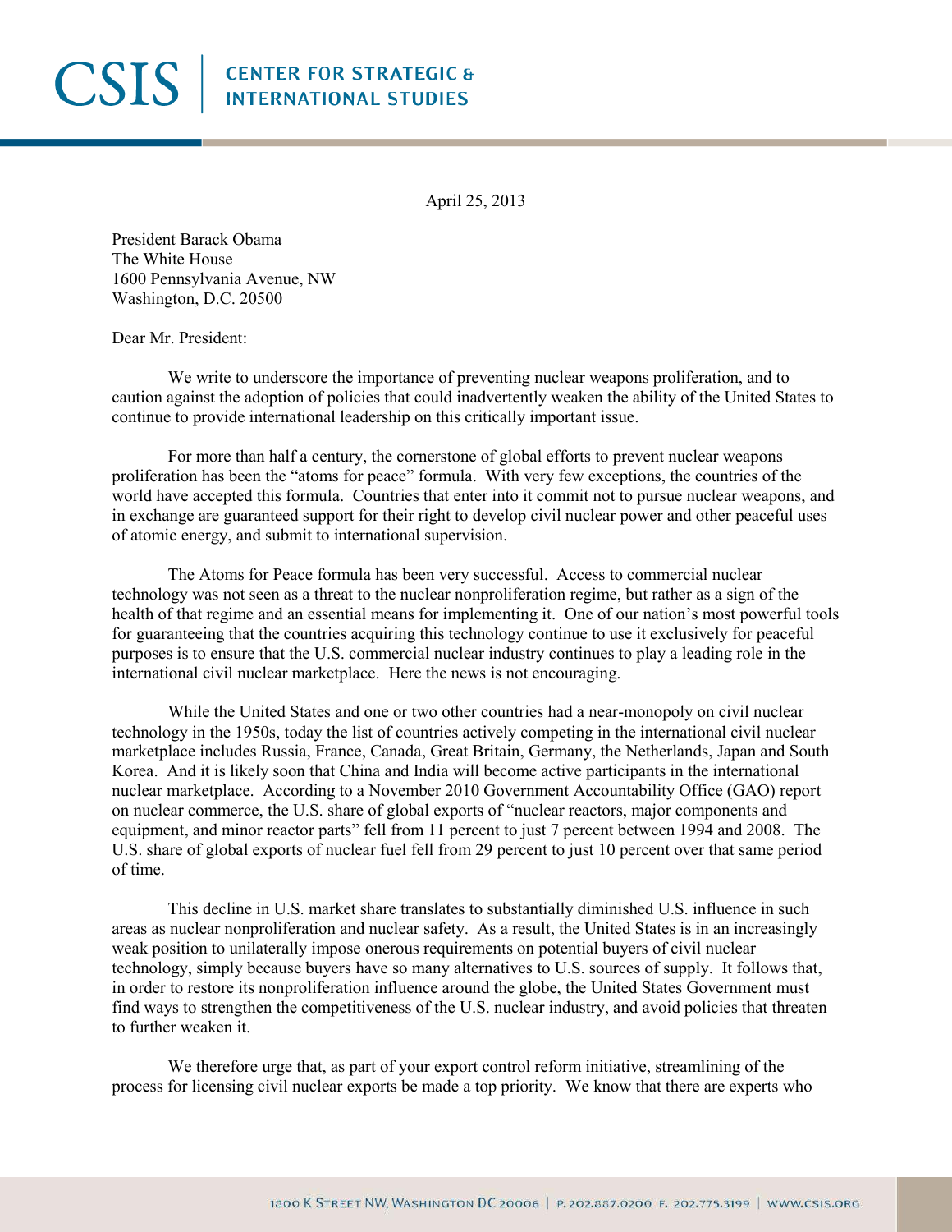# CSIS | CENTER FOR STRATEGIC & INTERNATIONAL STUDIES

April 25, 2013

President Barack Obama
The White House
1600 Pennsylvania Avenue, NW
Washington, D.C. 20500

Dear Mr. President:

We write to underscore the importance of preventing nuclear weapons proliferation, and to caution against the adoption of policies that could inadvertently weaken the ability of the United States to continue to provide international leadership on this critically important issue.

For more than half a century, the cornerstone of global efforts to prevent nuclear weapons proliferation has been the "atoms for peace" formula. With very few exceptions, the countries of the world have accepted this formula. Countries that enter into it commit not to pursue nuclear weapons, and in exchange are guaranteed support for their right to develop civil nuclear power and other peaceful uses of atomic energy, and submit to international supervision.

The Atoms for Peace formula has been very successful. Access to commercial nuclear technology was not seen as a threat to the nuclear nonproliferation regime, but rather as a sign of the health of that regime and an essential means for implementing it. One of our nation's most powerful tools for guaranteeing that the countries acquiring this technology continue to use it exclusively for peaceful purposes is to ensure that the U.S. commercial nuclear industry continues to play a leading role in the international civil nuclear marketplace. Here the news is not encouraging.

While the United States and one or two other countries had a near-monopoly on civil nuclear technology in the 1950s, today the list of countries actively competing in the international civil nuclear marketplace includes Russia, France, Canada, Great Britain, Germany, the Netherlands, Japan and South Korea. And it is likely soon that China and India will become active participants in the international nuclear marketplace. According to a November 2010 Government Accountability Office (GAO) report on nuclear commerce, the U.S. share of global exports of "nuclear reactors, major components and equipment, and minor reactor parts" fell from 11 percent to just 7 percent between 1994 and 2008. The U.S. share of global exports of nuclear fuel fell from 29 percent to just 10 percent over that same period of time.

This decline in U.S. market share translates to substantially diminished U.S. influence in such areas as nuclear nonproliferation and nuclear safety. As a result, the United States is in an increasingly weak position to unilaterally impose onerous requirements on potential buyers of civil nuclear technology, simply because buyers have so many alternatives to U.S. sources of supply. It follows that, in order to restore its nonproliferation influence around the globe, the United States Government must find ways to strengthen the competitiveness of the U.S. nuclear industry, and avoid policies that threaten to further weaken it.

We therefore urge that, as part of your export control reform initiative, streamlining of the process for licensing civil nuclear exports be made a top priority. We know that there are experts who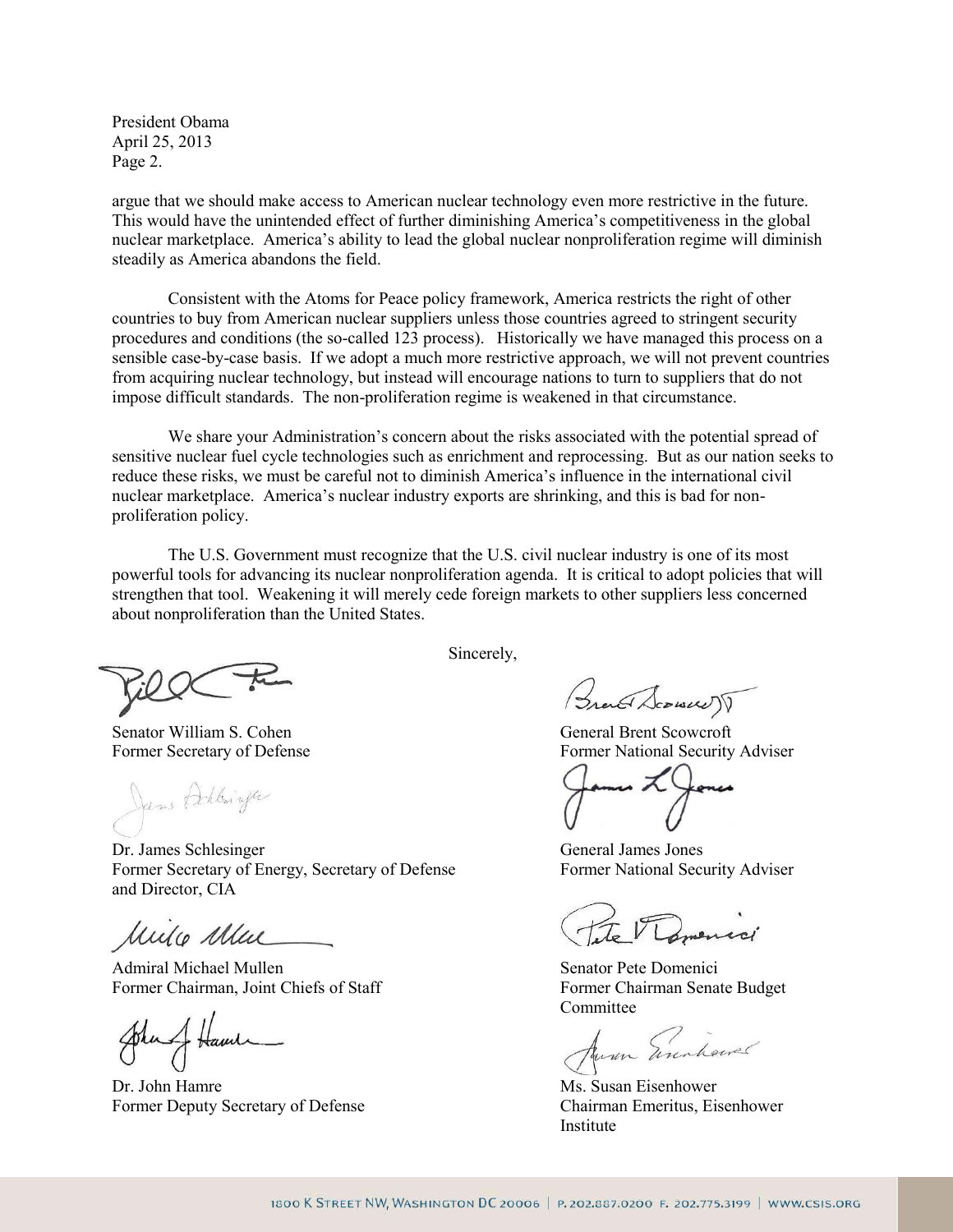President Obama
April 25, 2013
Page 2.

argue that we should make access to American nuclear technology even more restrictive in the future. This would have the unintended effect of further diminishing America's competitiveness in the global nuclear marketplace. America's ability to lead the global nuclear nonproliferation regime will diminish steadily as America abandons the field.

Consistent with the Atoms for Peace policy framework, America restricts the right of other countries to buy from American nuclear suppliers unless those countries agreed to stringent security procedures and conditions (the so-called 123 process). Historically we have managed this process on a sensible case-by-case basis. If we adopt a much more restrictive approach, we will not prevent countries from acquiring nuclear technology, but instead will encourage nations to turn to suppliers that do not impose difficult standards. The non-proliferation regime is weakened in that circumstance.

We share your Administration's concern about the risks associated with the potential spread of sensitive nuclear fuel cycle technologies such as enrichment and reprocessing. But as our nation seeks to reduce these risks, we must be careful not to diminish America's influence in the international civil nuclear marketplace. America's nuclear industry exports are shrinking, and this is bad for non-proliferation policy.

The U.S. Government must recognize that the U.S. civil nuclear industry is one of its most powerful tools for advancing its nuclear nonproliferation agenda. It is critical to adopt policies that will strengthen that tool. Weakening it will merely cede foreign markets to other suppliers less concerned about nonproliferation than the United States.

Sincerely,

Senator William S. Cohen
Former Secretary of Defense

General Brent Scowcroft
Former National Security Adviser

Dr. James Schlesinger
Former Secretary of Energy, Secretary of Defense and Director, CIA

General James Jones
Former National Security Adviser

Admiral Michael Mullen
Former Chairman, Joint Chiefs of Staff

Senator Pete Domenici
Former Chairman Senate Budget Committee

Dr. John Hamre
Former Deputy Secretary of Defense

Ms. Susan Eisenhower
Chairman Emeritus, Eisenhower Institute